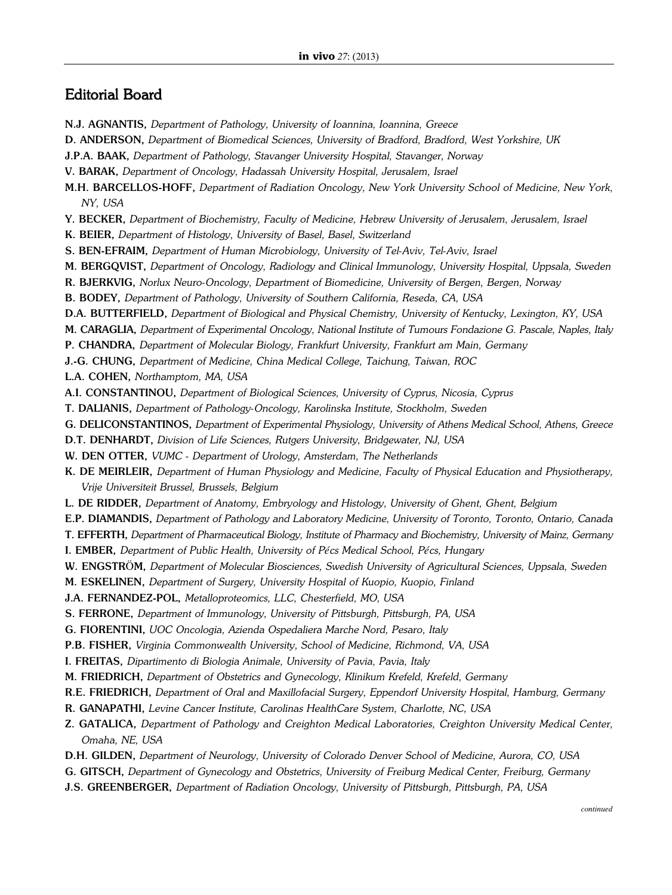## Editorial Board

**N.J. AGNANTIS,** *Department of Pathology, University of Ioannina, Ioannina, Greece*

**D. ANDERSON,** *Department of Biomedical Sciences, University of Bradford, Bradford, West Yorkshire, UK*

**J.P.A. BAAK,** *Department of Pathology, Stavanger University Hospital, Stavanger, Norway*

**V. BARAK,** *Department of Oncology, Hadassah University Hospital, Jerusalem, Israel*

**M.H. BARCELLOS-HOFF,** *Department of Radiation Oncology, New York University School of Medicine, New York, NY, USA*

**Y. BECKER,** *Department of Biochemistry, Faculty of Medicine, Hebrew University of Jerusalem, Jerusalem, Israel*

**K. BEIER,** *Department of Histology, University of Basel, Basel, Switzerland*

**S. BEN-EFRAIM,** *Department of Human Microbiology, University of Tel-Aviv, Tel-Aviv, Israel*

**M. BERGQVIST,** *Department of Oncology, Radiology and Clinical Immunology, University Hospital, Uppsala, Sweden*

**R. BJERKVIG,** *Norlux Neuro-Oncology, Department of Biomedicine, University of Bergen, Bergen, Norway*

**B. BODEY,** *Department of Pathology, University of Southern California, Reseda, CA, USA*

**D.A. BUTTERFIELD,** *Department of Biological and Physical Chemistry, University of Kentucky, Lexington, KY, USA*

**M. CARAGLIA,** *Department of Experimental Oncology, National Institute of Tumours Fondazione G. Pascale, Naples, Italy*

**P. CHANDRA,** *Department of Molecular Biology, Frankfurt University, Frankfurt am Main, Germany*

**J.-G. CHUNG,** *Department of Medicine, China Medical College, Taichung, Taiwan, ROC*

**L.A. COHEN,** *Northamptom, MA, USA*

**A.I. CONSTANTINOU,** *Department of Biological Sciences, University of Cyprus, Nicosia, Cyprus*

**T. DALIANIS,** *Department of Pathology-Oncology, Karolinska Institute, Stockholm, Sweden*

**G. DELICONSTANTINOS,** *Department of Experimental Physiology, University of Athens Medical School, Athens, Greece*

**D.T. DENHARDT,** *Division of Life Sciences, Rutgers University, Bridgewater, NJ, USA*

**W. DEN OTTER,** *VUMC - Department of Urology, Amsterdam, The Netherlands*

**K. DE MEIRLEIR,** *Department of Human Physiology and Medicine, Faculty of Physical Education and Physiotherapy, Vrije Universiteit Brussel, Brussels, Belgium*

**L. DE RIDDER,** *Department of Anatomy, Embryology and Histology, University of Ghent, Ghent, Belgium*

**E.P. DIAMANDIS,** *Department of Pathology and Laboratory Medicine, University of Toronto, Toronto, Ontario, Canada*

**T. EFFERTH,** *Department of Pharmaceutical Biology, Institute of Pharmacy and Biochemistry, University of Mainz, Germany*

**I. EMBER,** *Department of Public Health, University of Pécs Medical School, Pécs, Hungary*

**W. ENGSTRÖM,** *Department of Molecular Biosciences, Swedish University of Agricultural Sciences, Uppsala, Sweden*

**M. ESKELINEN,** *Department of Surgery, University Hospital of Kuopio, Kuopio, Finland*

**J.A. FERNANDEZ-POL,** *Metalloproteomics, LLC, Chesterfield, MO, USA*

**S. FERRONE,** *Department of Immunology, University of Pittsburgh, Pittsburgh, PA, USA*

**G. FIORENTINI,** *UOC Oncologia, Azienda Ospedaliera Marche Nord, Pesaro, Italy*

**P.B. FISHER,** *Virginia Commonwealth University, School of Medicine, Richmond, VA, USA*

**I. FREITAS,** *Dipartimento di Biologia Animale, University of Pavia, Pavia, Italy*

**M. FRIEDRICH,** *Department of Obstetrics and Gynecology, Klinikum Krefeld, Krefeld, Germany*

**R.E. FRIEDRICH,** *Department of Oral and Maxillofacial Surgery, Eppendorf University Hospital, Hamburg, Germany*

**R. GANAPATHI,** *Levine Cancer Institute, Carolinas HealthCare System, Charlotte, NC, USA*

**Z. GATALICA,** *Department of Pathology and Creighton Medical Laboratories, Creighton University Medical Center, Omaha, NE, USA*

**D.H. GILDEN,** *Department of Neurology, University of Colorado Denver School of Medicine, Aurora, CO, USA*

**G. GITSCH,** *Department of Gynecology and Obstetrics, University of Freiburg Medical Center, Freiburg, Germany*

**J.S. GREENBERGER,** *Department of Radiation Oncology, University of Pittsburgh, Pittsburgh, PA, USA*

*continued*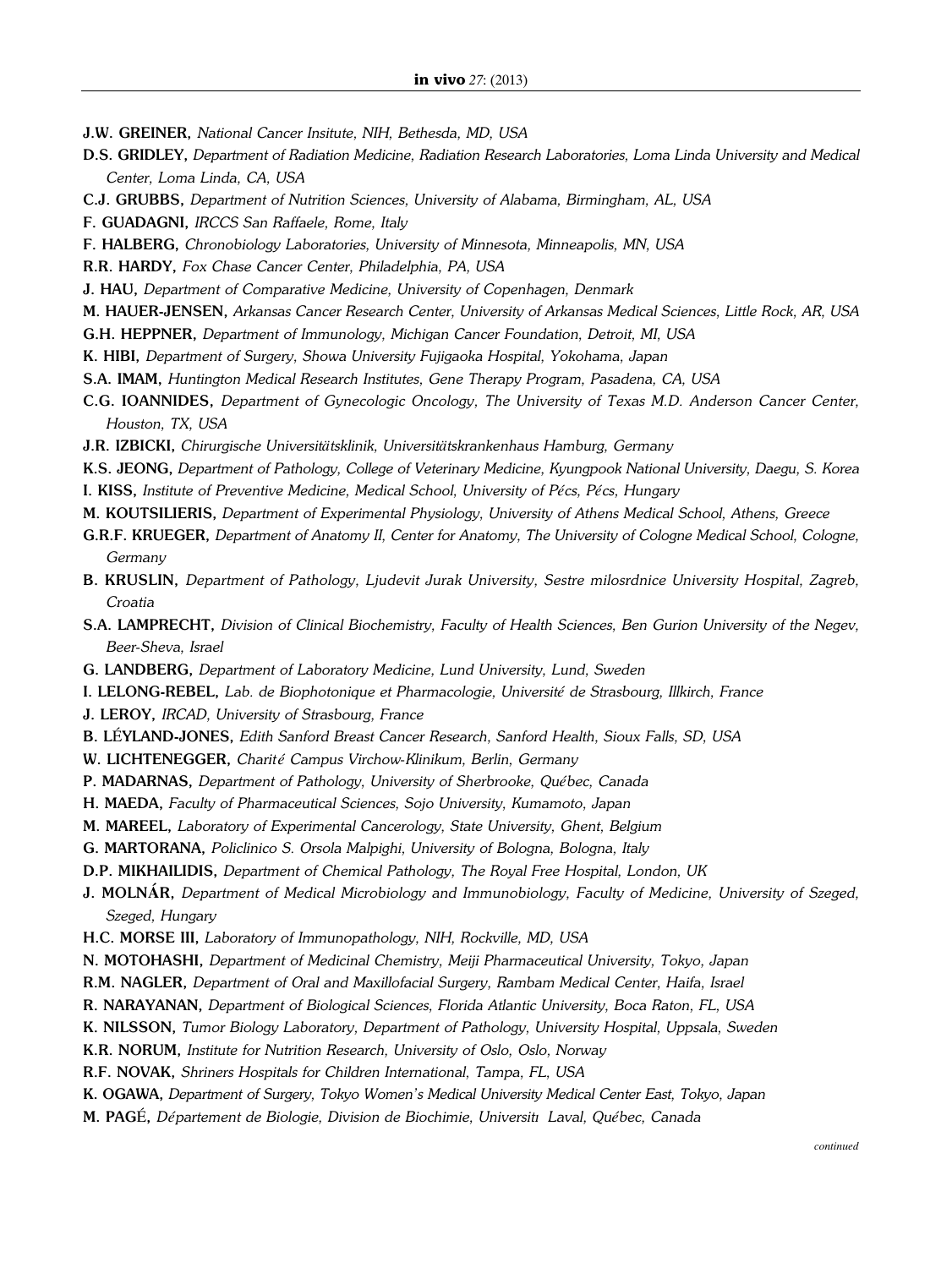**J.W. GREINER,** *National Cancer Insitute, NIH, Bethesda, MD, USA*

**D.S. GRIDLEY,** *Department of Radiation Medicine, Radiation Research Laboratories, Loma Linda University and Medical Center, Loma Linda, CA, USA*

**C.J. GRUBBS,** *Department of Nutrition Sciences, University of Alabama, Birmingham, AL, USA*

**F. GUADAGNI,** *IRCCS San Raffaele, Rome, Italy*

**F. HALBERG,** *Chronobiology Laboratories, University of Minnesota, Minneapolis, MN, USA*

**R.R. HARDY,** *Fox Chase Cancer Center, Philadelphia, PA, USA*

**J. HAU,** *Department of Comparative Medicine, University of Copenhagen, Denmark*

**M. HAUER-JENSEN,** *Arkansas Cancer Research Center, University of Arkansas Medical Sciences, Little Rock, AR, USA*

**G.H. HEPPNER,** *Department of Immunology, Michigan Cancer Foundation, Detroit, MI, USA*

**K. HIBI,** *Department of Surgery, Showa University Fujigaoka Hospital, Yokohama, Japan*

**S.A. IMAM,** *Huntington Medical Research Institutes, Gene Therapy Program, Pasadena, CA, USA*

**C.G. IOANNIDES,** *Department of Gynecologic Oncology, The University of Texas M.D. Anderson Cancer Center, Houston, TX, USA*

**J.R. IZBICKI,** *Chirurgische Universitätsklinik, Universitätskrankenhaus Hamburg, Germany*

**K.S. JEONG,** *Department of Pathology, College of Veterinary Medicine, Kyungpook National University, Daegu, S. Korea*

**I. KISS,** *Institute of Preventive Medicine, Medical School, University of Pécs, Pécs, Hungary*

**M. KOUTSILIERIS,** *Department of Experimental Physiology, University of Athens Medical School, Athens, Greece*

**G.R.F. KRUEGER,** *Department of Anatomy II, Center for Anatomy, The University of Cologne Medical School, Cologne, Germany*

**B. KRUSLIN,** *Department of Pathology, Ljudevit Jurak University, Sestre milosrdnice University Hospital, Zagreb, Croatia*

**S.A. LAMPRECHT,** *Division of Clinical Biochemistry, Faculty of Health Sciences, Ben Gurion University of the Negev, Beer-Sheva, Israel*

**G. LANDBERG,** *Department of Laboratory Medicine, Lund University, Lund, Sweden*

**I. LELONG-REBEL,** *Lab. de Biophotonique et Pharmacologie, Université de Strasbourg, Illkirch, France*

**J. LEROY,** *IRCAD, University of Strasbourg, France*

**B. LÉYLAND-JONES,** *Edith Sanford Breast Cancer Research, Sanford Health, Sioux Falls, SD, USA*

**W. LICHTENEGGER,** *Charité Campus Virchow-Klinikum, Berlin, Germany*

**P. MADARNAS,** *Department of Pathology, University of Sherbrooke, Québec, Canada*

**H. MAEDA,** *Faculty of Pharmaceutical Sciences, Sojo University, Kumamoto, Japan*

**M. MAREEL,** *Laboratory of Experimental Cancerology, State University, Ghent, Belgium*

**G. MARTORANA,** *Policlinico S. Orsola Malpighi, University of Bologna, Bologna, Italy*

**D.P. MIKHAILIDIS,** *Department of Chemical Pathology, The Royal Free Hospital, London, UK*

**J. MOLNÁR,** *Department of Medical Microbiology and Immunobiology, Faculty of Medicine, University of Szeged, Szeged, Hungary*

**H.C. MORSE III,** *Laboratory of Immunopathology, NIH, Rockville, MD, USA*

**N. MOTOHASHI,** *Department of Medicinal Chemistry, Meiji Pharmaceutical University, Tokyo, Japan*

**R.M. NAGLER,** *Department of Oral and Maxillofacial Surgery, Rambam Medical Center, Haifa, Israel*

**R. NARAYANAN,** *Department of Biological Sciences, Florida Atlantic University, Boca Raton, FL, USA*

**K. NILSSON,** *Tumor Biology Laboratory, Department of Pathology, University Hospital, Uppsala, Sweden*

**K.R. NORUM,** *Institute for Nutrition Research, University of Oslo, Oslo, Norway*

**R.F. NOVAK,** *Shriners Hospitals for Children International, Tampa, FL, USA*

**K. OGAWA,** *Department of Surgery, Tokyo Women's Medical University Medical Center East, Tokyo, Japan*

**M. PAGÉ,** *Département de Biologie, Division de Biochimie, Universitı Laval, Québec, Canada*

*continued*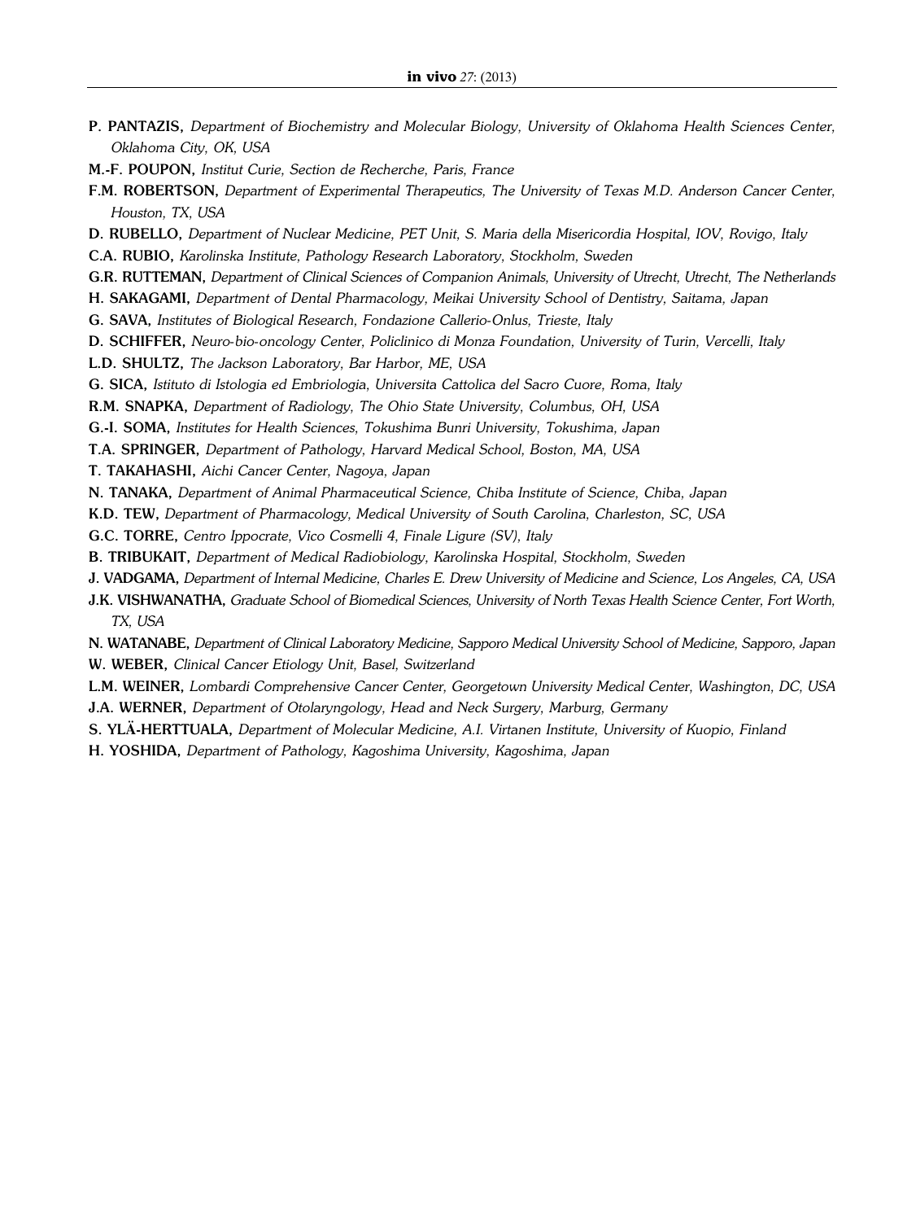**P. PANTAZIS,** *Department of Biochemistry and Molecular Biology, University of Oklahoma Health Sciences Center, Oklahoma City, OK, USA*

**M.-F. POUPON,** *Institut Curie, Section de Recherche, Paris, France*

**F.M. ROBERTSON,** *Department of Experimental Therapeutics, The University of Texas M.D. Anderson Cancer Center, Houston, TX, USA*

**D. RUBELLO,** *Department of Nuclear Medicine, PET Unit, S. Maria della Misericordia Hospital, IOV, Rovigo, Italy*

**C.A. RUBIO,** *Karolinska Institute, Pathology Research Laboratory, Stockholm, Sweden*

**G.R. RUTTEMAN,** *Department of Clinical Sciences of Companion Animals, University of Utrecht, Utrecht, The Netherlands*

**H. SAKAGAMI,** *Department of Dental Pharmacology, Meikai University School of Dentistry, Saitama, Japan*

**G. SAVA,** *Institutes of Biological Research, Fondazione Callerio-Onlus, Trieste, Italy*

**D. SCHIFFER,** *Neuro-bio-oncology Center, Policlinico di Monza Foundation, University of Turin, Vercelli, Italy*

**L.D. SHULTZ,** *The Jackson Laboratory, Bar Harbor, ME, USA*

**G. SICA,** *Istituto di Istologia ed Embriologia, Universita Cattolica del Sacro Cuore, Roma, Italy*

**R.M. SNAPKA,** *Department of Radiology, The Ohio State University, Columbus, OH, USA*

**G.-I. SOMA,** *Institutes for Health Sciences, Tokushima Bunri University, Tokushima, Japan*

**T.A. SPRINGER,** *Department of Pathology, Harvard Medical School, Boston, MA, USA*

**T. TAKAHASHI,** *Aichi Cancer Center, Nagoya, Japan*

**N. TANAKA,** *Department of Animal Pharmaceutical Science, Chiba Institute of Science, Chiba, Japan*

**K.D. TEW,** *Department of Pharmacology, Medical University of South Carolina, Charleston, SC, USA*

**G.C. TORRE,** *Centro Ippocrate, Vico Cosmelli 4, Finale Ligure (SV), Italy*

**B. TRIBUKAIT,** *Department of Medical Radiobiology, Karolinska Hospital, Stockholm, Sweden*

**J. VADGAMA,** *Department of Internal Medicine, Charles E. Drew University of Medicine and Science, Los Angeles, CA, USA*

**J.K. VISHWANATHA,** *Graduate School of Biomedical Sciences, University of North Texas Health Science Center, Fort Worth, TX, USA*

**N. WATANABE,** *Department of Clinical Laboratory Medicine, Sapporo Medical University School of Medicine, Sapporo, Japan*

**W. WEBER,** *Clinical Cancer Etiology Unit, Basel, Switzerland*

**L.M. WEINER,** *Lombardi Comprehensive Cancer Center, Georgetown University Medical Center, Washington, DC, USA*

**J.A. WERNER,** *Department of Otolaryngology, Head and Neck Surgery, Marburg, Germany*

**S. YLÄ-HERTTUALA,** *Department of Molecular Medicine, A.I. Virtanen Institute, University of Kuopio, Finland*

**H. YOSHIDA,** *Department of Pathology, Kagoshima University, Kagoshima, Japan*